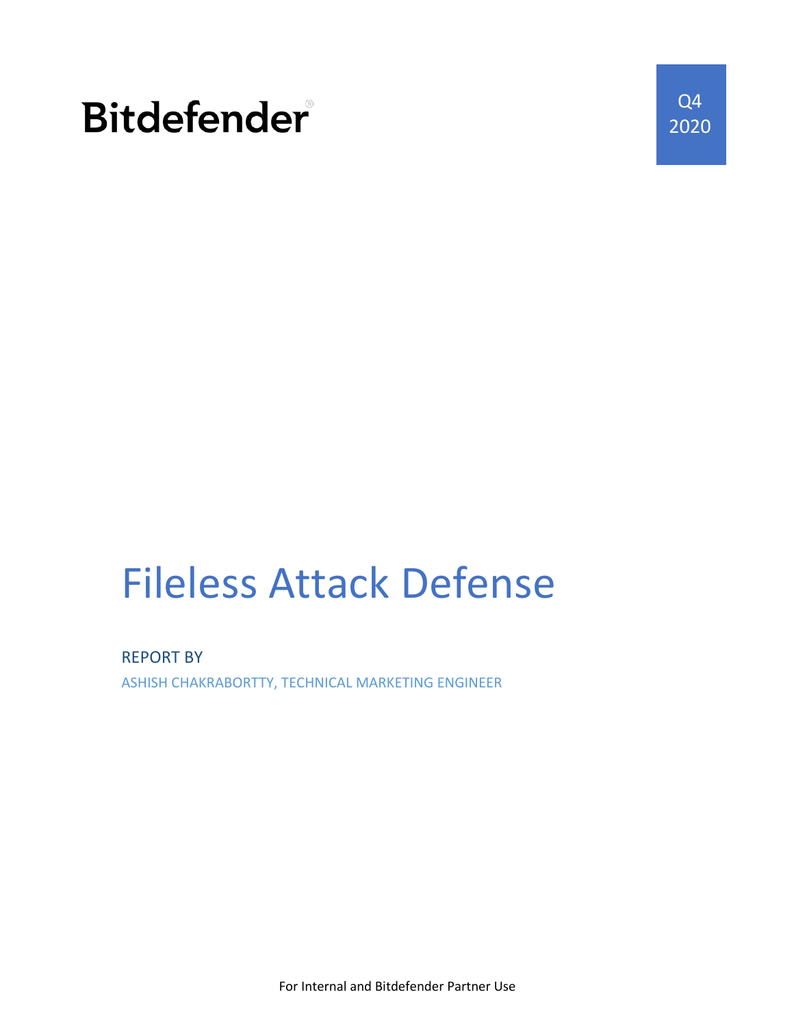Bitdefender

Q4 2020

# Fileless Attack Defense

REPORT BY

ASHISH CHAKRABORTTY, TECHNICAL MARKETING ENGINEER

For Internal and Bitdefender Partner Use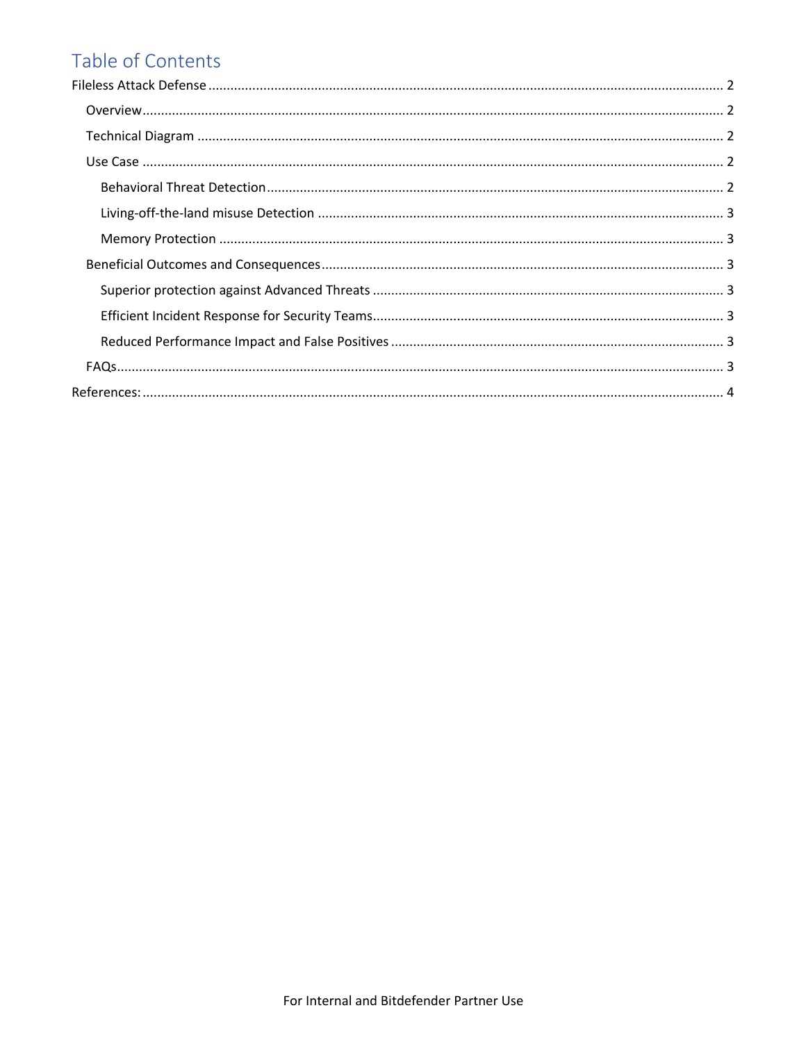# Table of Contents

- Fileless Attack Defense ........ 2
  - Overview ........ 2
  - Technical Diagram ........ 2
  - Use Case ........ 2
    - Behavioral Threat Detection ........ 2
    - Living-off-the-land misuse Detection ........ 3
    - Memory Protection ........ 3
  - Beneficial Outcomes and Consequences ........ 3
    - Superior protection against Advanced Threats ........ 3
    - Efficient Incident Response for Security Teams ........ 3
    - Reduced Performance Impact and False Positives ........ 3
  - FAQs ........ 3
- References: ........ 4

For Internal and Bitdefender Partner Use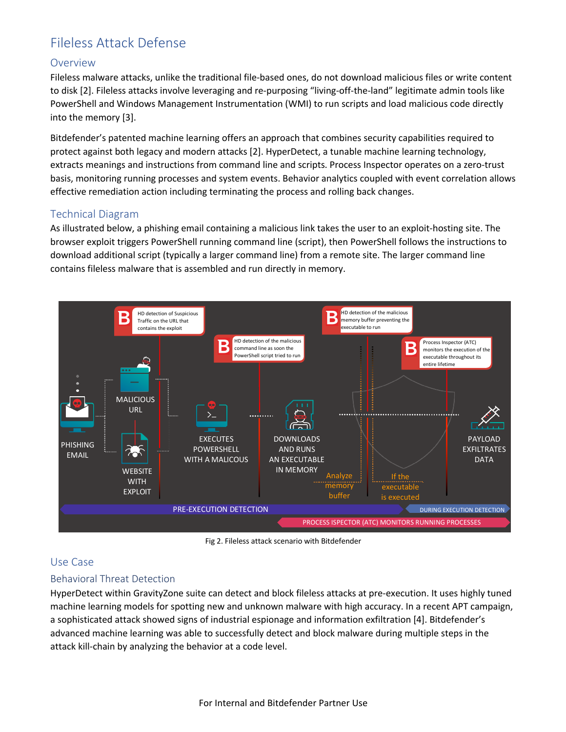# Fileless Attack Defense

## Overview

Fileless malware attacks, unlike the traditional file-based ones, do not download malicious files or write content to disk [2]. Fileless attacks involve leveraging and re-purposing "living-off-the-land" legitimate admin tools like PowerShell and Windows Management Instrumentation (WMI) to run scripts and load malicious code directly into the memory [3].

Bitdefender's patented machine learning offers an approach that combines security capabilities required to protect against both legacy and modern attacks [2]. HyperDetect, a tunable machine learning technology, extracts meanings and instructions from command line and scripts. Process Inspector operates on a zero-trust basis, monitoring running processes and system events. Behavior analytics coupled with event correlation allows effective remediation action including terminating the process and rolling back changes.

## Technical Diagram

As illustrated below, a phishing email containing a malicious link takes the user to an exploit-hosting site. The browser exploit triggers PowerShell running command line (script), then PowerShell follows the instructions to download additional script (typically a larger command line) from a remote site. The larger command line contains fileless malware that is assembled and run directly in memory.

Fig 2. Fileless attack scenario with Bitdefender

## Use Case

### Behavioral Threat Detection

HyperDetect within GravityZone suite can detect and block fileless attacks at pre-execution. It uses highly tuned machine learning models for spotting new and unknown malware with high accuracy. In a recent APT campaign, a sophisticated attack showed signs of industrial espionage and information exfiltration [4]. Bitdefender's advanced machine learning was able to successfully detect and block malware during multiple steps in the attack kill-chain by analyzing the behavior at a code level.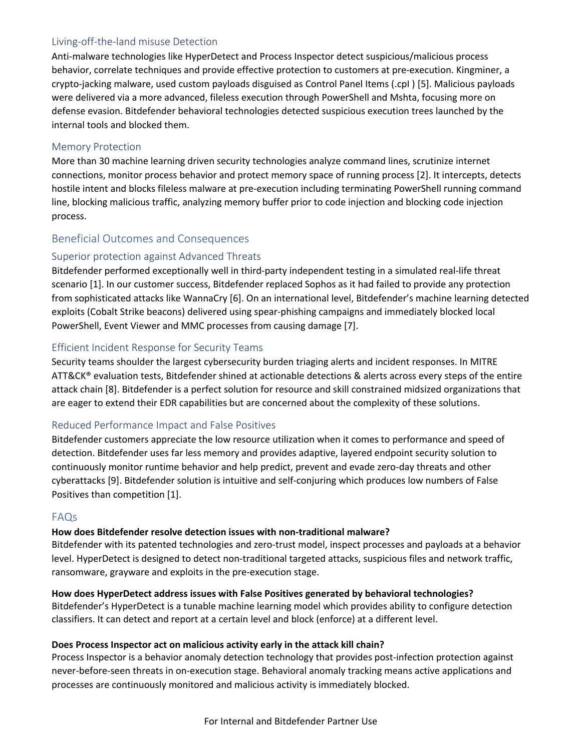### Living-off-the-land misuse Detection

Anti-malware technologies like HyperDetect and Process Inspector detect suspicious/malicious process behavior, correlate techniques and provide effective protection to customers at pre-execution. Kingminer, a crypto-jacking malware, used custom payloads disguised as Control Panel Items (.cpl ) [5]. Malicious payloads were delivered via a more advanced, fileless execution through PowerShell and Mshta, focusing more on defense evasion. Bitdefender behavioral technologies detected suspicious execution trees launched by the internal tools and blocked them.

### Memory Protection

More than 30 machine learning driven security technologies analyze command lines, scrutinize internet connections, monitor process behavior and protect memory space of running process [2]. It intercepts, detects hostile intent and blocks fileless malware at pre-execution including terminating PowerShell running command line, blocking malicious traffic, analyzing memory buffer prior to code injection and blocking code injection process.

## Beneficial Outcomes and Consequences

### Superior protection against Advanced Threats

Bitdefender performed exceptionally well in third-party independent testing in a simulated real-life threat scenario [1]. In our customer success, Bitdefender replaced Sophos as it had failed to provide any protection from sophisticated attacks like WannaCry [6]. On an international level, Bitdefender's machine learning detected exploits (Cobalt Strike beacons) delivered using spear-phishing campaigns and immediately blocked local PowerShell, Event Viewer and MMC processes from causing damage [7].

### Efficient Incident Response for Security Teams

Security teams shoulder the largest cybersecurity burden triaging alerts and incident responses. In MITRE ATT&CK® evaluation tests, Bitdefender shined at actionable detections & alerts across every steps of the entire attack chain [8]. Bitdefender is a perfect solution for resource and skill constrained midsized organizations that are eager to extend their EDR capabilities but are concerned about the complexity of these solutions.

### Reduced Performance Impact and False Positives

Bitdefender customers appreciate the low resource utilization when it comes to performance and speed of detection. Bitdefender uses far less memory and provides adaptive, layered endpoint security solution to continuously monitor runtime behavior and help predict, prevent and evade zero-day threats and other cyberattacks [9]. Bitdefender solution is intuitive and self-conjuring which produces low numbers of False Positives than competition [1].

## FAQs

**How does Bitdefender resolve detection issues with non-traditional malware?**

Bitdefender with its patented technologies and zero-trust model, inspect processes and payloads at a behavior level. HyperDetect is designed to detect non-traditional targeted attacks, suspicious files and network traffic, ransomware, grayware and exploits in the pre-execution stage.

**How does HyperDetect address issues with False Positives generated by behavioral technologies?**

Bitdefender's HyperDetect is a tunable machine learning model which provides ability to configure detection classifiers. It can detect and report at a certain level and block (enforce) at a different level.

**Does Process Inspector act on malicious activity early in the attack kill chain?**

Process Inspector is a behavior anomaly detection technology that provides post-infection protection against never-before-seen threats in on-execution stage. Behavioral anomaly tracking means active applications and processes are continuously monitored and malicious activity is immediately blocked.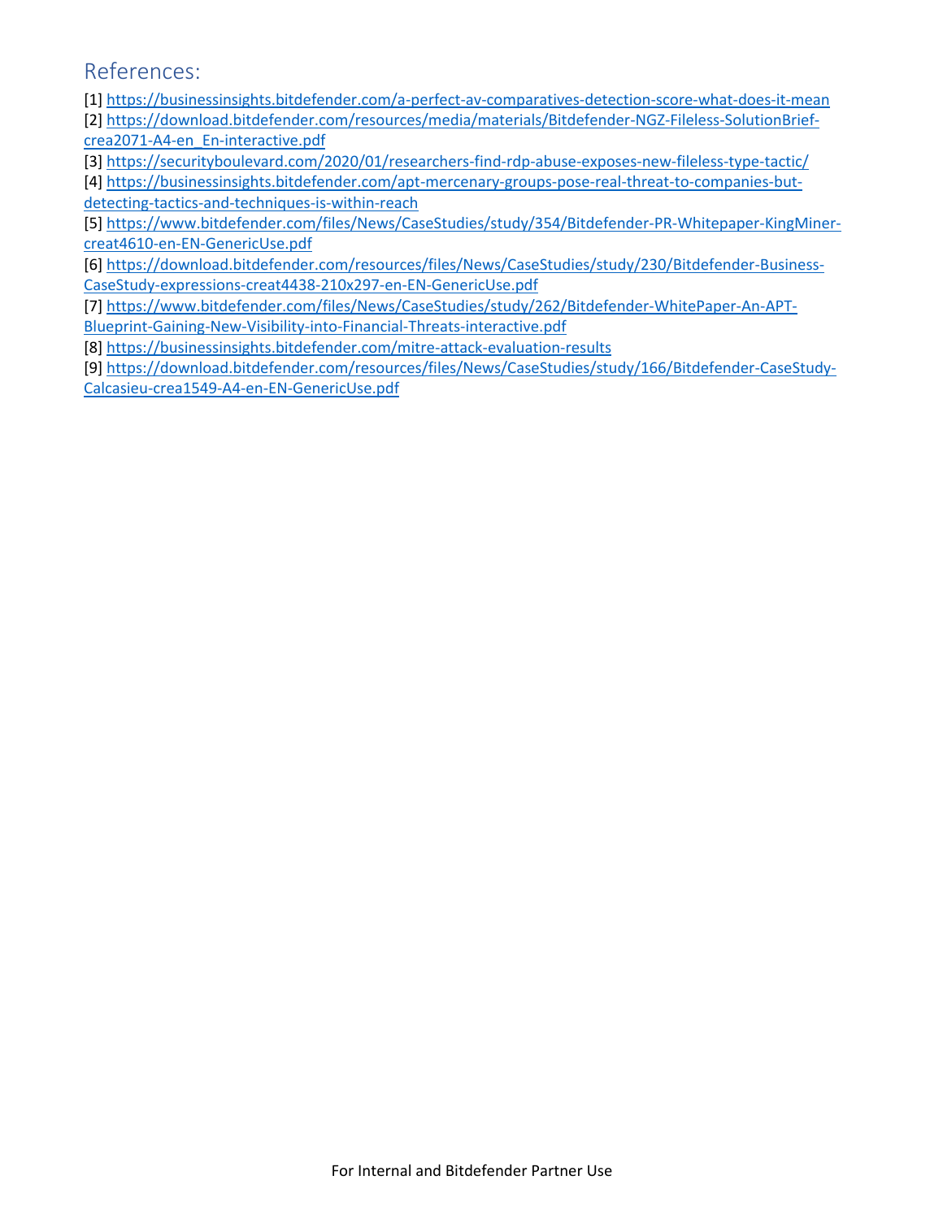## References:

[1] https://businessinsights.bitdefender.com/a-perfect-av-comparatives-detection-score-what-does-it-mean

[2] https://download.bitdefender.com/resources/media/materials/Bitdefender-NGZ-Fileless-SolutionBrief-crea2071-A4-en_En-interactive.pdf

[3] https://securityboulevard.com/2020/01/researchers-find-rdp-abuse-exposes-new-fileless-type-tactic/

[4] https://businessinsights.bitdefender.com/apt-mercenary-groups-pose-real-threat-to-companies-but-detecting-tactics-and-techniques-is-within-reach

[5] https://www.bitdefender.com/files/News/CaseStudies/study/354/Bitdefender-PR-Whitepaper-KingMiner-creat4610-en-EN-GenericUse.pdf

[6] https://download.bitdefender.com/resources/files/News/CaseStudies/study/230/Bitdefender-Business-CaseStudy-expressions-creat4438-210x297-en-EN-GenericUse.pdf

[7] https://www.bitdefender.com/files/News/CaseStudies/study/262/Bitdefender-WhitePaper-An-APT-Blueprint-Gaining-New-Visibility-into-Financial-Threats-interactive.pdf

[8] https://businessinsights.bitdefender.com/mitre-attack-evaluation-results

[9] https://download.bitdefender.com/resources/files/News/CaseStudies/study/166/Bitdefender-CaseStudy-Calcasieu-crea1549-A4-en-EN-GenericUse.pdf